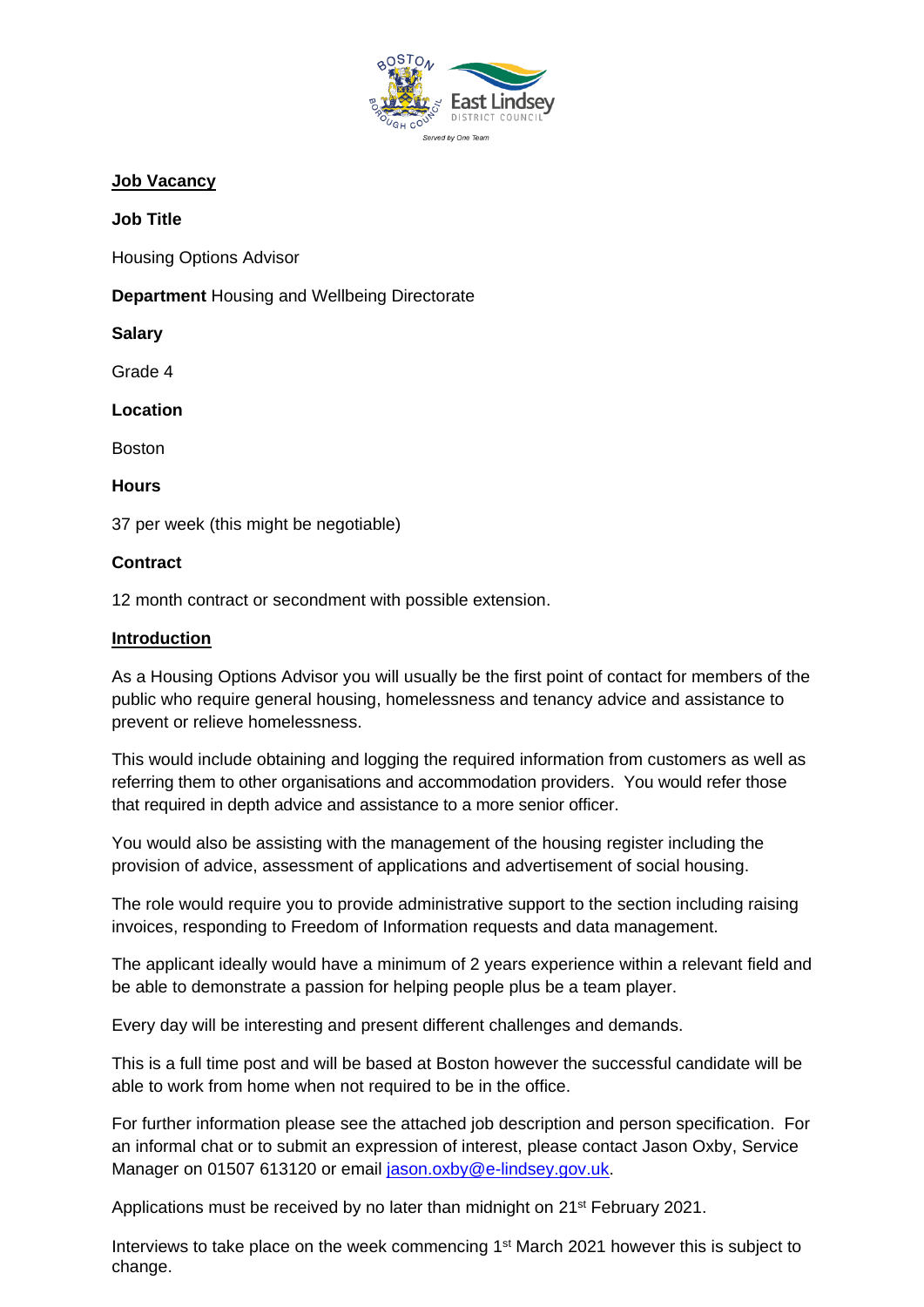**Job Vacancy**

**Job Title**

Housing Options Advisor

**Department** Housing and Wellbeing Directorate

**Salary**

Grade 4

**Location**

Boston

**Hours**

37 per week (this might be negotiable)

**Contract**

12 month contract or secondment with possible extension.

**Introduction**

As a Housing Options Advisor you will usually be the first point of contact for members of the public who require general housing, homelessness and tenancy advice and assistance to prevent or relieve homelessness.

This would include obtaining and logging the required information from customers as well as referring them to other organisations and accommodation providers. You would refer those that required in depth advice and assistance to a more senior officer.

You would also be assisting with the management of the housing register including the provision of advice, assessment of applications and advertisement of social housing.

The role would require you to provide administrative support to the section including raising invoices, responding to Freedom of Information requests and data management.

The applicant ideally would have a minimum of 2 years experience within a relevant field and be able to demonstrate a passion for helping people plus be a team player.

Every day will be interesting and present different challenges and demands.

This is a full time post and will be based at Boston however the successful candidate will be able to work from home when not required to be in the office.

For further information please see the attached job description and person specification. For an informal chat or to submit an expression of interest, please contact Jason Oxby, Service Manager on 01507 613120 or email [jason.oxby@e-lindsey.gov.uk](mailto:jason.oxby@e-lindsey.gov.uk).

Applications must be received by no later than midnight on 21st February 2021.

Interviews to take place on the week commencing 1st March 2021 however this is subject to change.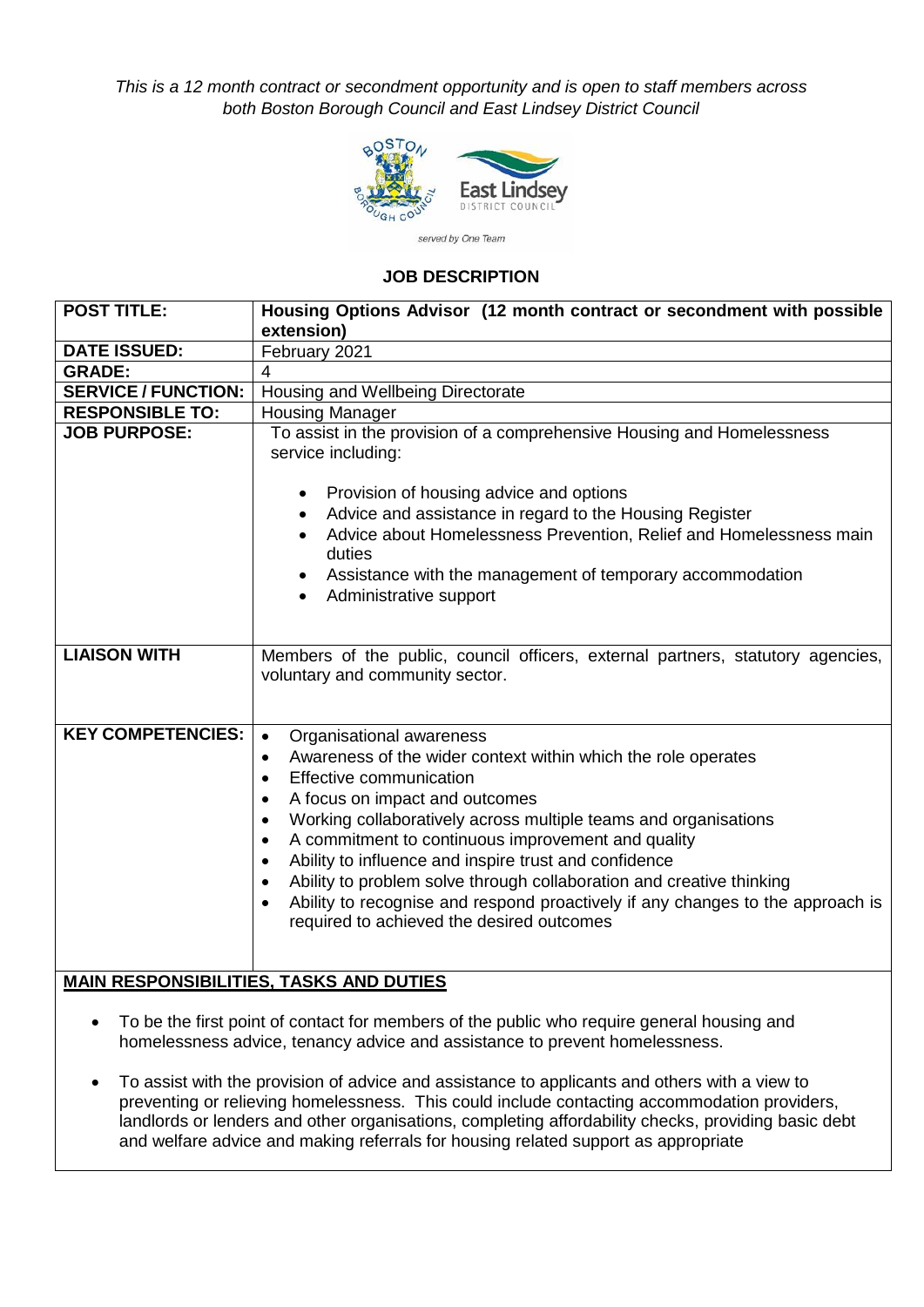*This is a 12 month contract or secondment opportunity and is open to staff members across both Boston Borough Council and East Lindsey District Council*

served by One Team

**JOB DESCRIPTION**

| **POST TITLE:** | **Housing Options Advisor (12 month contract or secondment with possible extension)** |
|---|---|
| **DATE ISSUED:** | February 2021 |
| **GRADE:** | 4 |
| **SERVICE / FUNCTION:** | Housing and Wellbeing Directorate |
| **RESPONSIBLE TO:** | Housing Manager |
| **JOB PURPOSE:** | To assist in the provision of a comprehensive Housing and Homelessness service including:<br><br>• Provision of housing advice and options<br>• Advice and assistance in regard to the Housing Register<br>• Advice about Homelessness Prevention, Relief and Homelessness main duties<br>• Assistance with the management of temporary accommodation<br>• Administrative support |
| **LIAISON WITH** | Members of the public, council officers, external partners, statutory agencies, voluntary and community sector. |
| **KEY COMPETENCIES:** | • Organisational awareness<br>• Awareness of the wider context within which the role operates<br>• Effective communication<br>• A focus on impact and outcomes<br>• Working collaboratively across multiple teams and organisations<br>• A commitment to continuous improvement and quality<br>• Ability to influence and inspire trust and confidence<br>• Ability to problem solve through collaboration and creative thinking<br>• Ability to recognise and respond proactively if any changes to the approach is required to achieved the desired outcomes |

**MAIN RESPONSIBILITIES, TASKS AND DUTIES**

- To be the first point of contact for members of the public who require general housing and homelessness advice, tenancy advice and assistance to prevent homelessness.
- To assist with the provision of advice and assistance to applicants and others with a view to preventing or relieving homelessness. This could include contacting accommodation providers, landlords or lenders and other organisations, completing affordability checks, providing basic debt and welfare advice and making referrals for housing related support as appropriate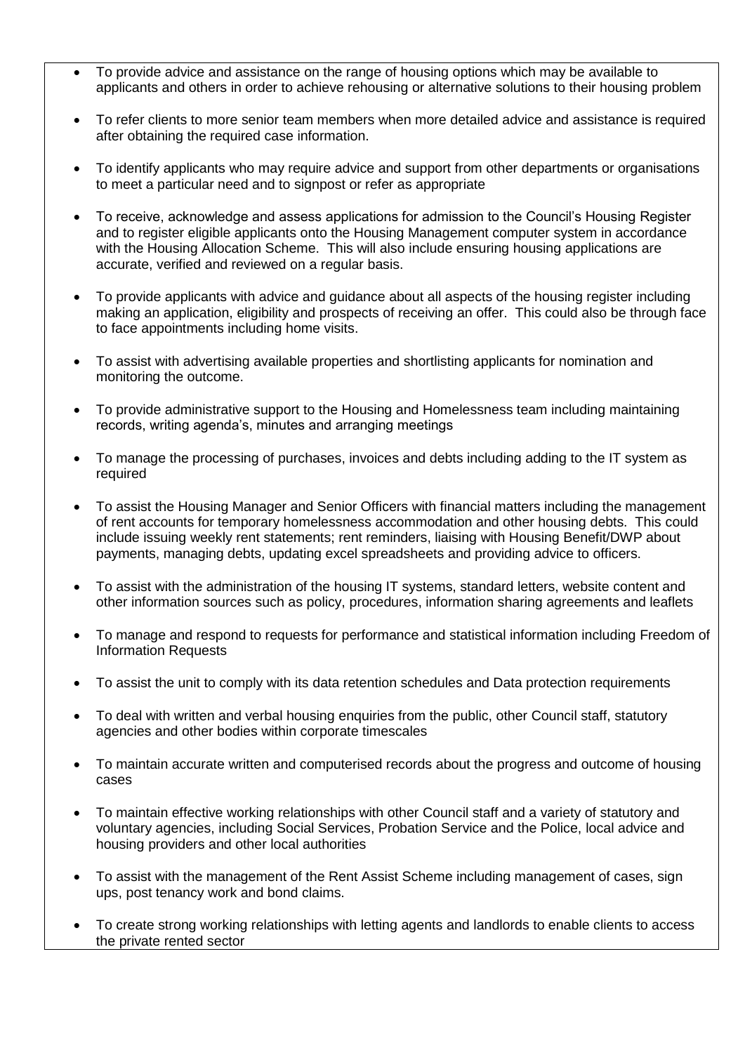- To provide advice and assistance on the range of housing options which may be available to applicants and others in order to achieve rehousing or alternative solutions to their housing problem
- To refer clients to more senior team members when more detailed advice and assistance is required after obtaining the required case information.
- To identify applicants who may require advice and support from other departments or organisations to meet a particular need and to signpost or refer as appropriate
- To receive, acknowledge and assess applications for admission to the Council's Housing Register and to register eligible applicants onto the Housing Management computer system in accordance with the Housing Allocation Scheme. This will also include ensuring housing applications are accurate, verified and reviewed on a regular basis.
- To provide applicants with advice and guidance about all aspects of the housing register including making an application, eligibility and prospects of receiving an offer. This could also be through face to face appointments including home visits.
- To assist with advertising available properties and shortlisting applicants for nomination and monitoring the outcome.
- To provide administrative support to the Housing and Homelessness team including maintaining records, writing agenda's, minutes and arranging meetings
- To manage the processing of purchases, invoices and debts including adding to the IT system as required
- To assist the Housing Manager and Senior Officers with financial matters including the management of rent accounts for temporary homelessness accommodation and other housing debts. This could include issuing weekly rent statements; rent reminders, liaising with Housing Benefit/DWP about payments, managing debts, updating excel spreadsheets and providing advice to officers.
- To assist with the administration of the housing IT systems, standard letters, website content and other information sources such as policy, procedures, information sharing agreements and leaflets
- To manage and respond to requests for performance and statistical information including Freedom of Information Requests
- To assist the unit to comply with its data retention schedules and Data protection requirements
- To deal with written and verbal housing enquiries from the public, other Council staff, statutory agencies and other bodies within corporate timescales
- To maintain accurate written and computerised records about the progress and outcome of housing cases
- To maintain effective working relationships with other Council staff and a variety of statutory and voluntary agencies, including Social Services, Probation Service and the Police, local advice and housing providers and other local authorities
- To assist with the management of the Rent Assist Scheme including management of cases, sign ups, post tenancy work and bond claims.
- To create strong working relationships with letting agents and landlords to enable clients to access the private rented sector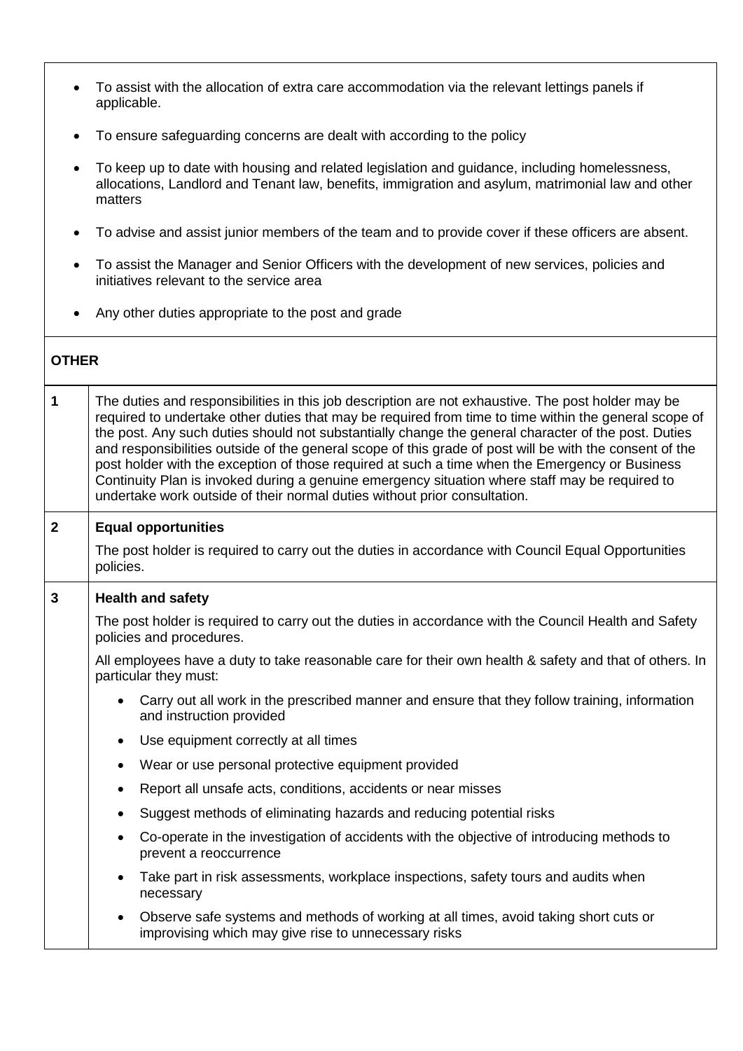- To assist with the allocation of extra care accommodation via the relevant lettings panels if applicable.
- To ensure safeguarding concerns are dealt with according to the policy
- To keep up to date with housing and related legislation and guidance, including homelessness, allocations, Landlord and Tenant law, benefits, immigration and asylum, matrimonial law and other matters
- To advise and assist junior members of the team and to provide cover if these officers are absent.
- To assist the Manager and Senior Officers with the development of new services, policies and initiatives relevant to the service area
- Any other duties appropriate to the post and grade

## OTHER

**1**

The duties and responsibilities in this job description are not exhaustive. The post holder may be required to undertake other duties that may be required from time to time within the general scope of the post. Any such duties should not substantially change the general character of the post. Duties and responsibilities outside of the general scope of this grade of post will be with the consent of the post holder with the exception of those required at such a time when the Emergency or Business Continuity Plan is invoked during a genuine emergency situation where staff may be required to undertake work outside of their normal duties without prior consultation.

**2** **Equal opportunities**

The post holder is required to carry out the duties in accordance with Council Equal Opportunities policies.

**3** **Health and safety**

The post holder is required to carry out the duties in accordance with the Council Health and Safety policies and procedures.

All employees have a duty to take reasonable care for their own health & safety and that of others. In particular they must:

- Carry out all work in the prescribed manner and ensure that they follow training, information and instruction provided
- Use equipment correctly at all times
- Wear or use personal protective equipment provided
- Report all unsafe acts, conditions, accidents or near misses
- Suggest methods of eliminating hazards and reducing potential risks
- Co-operate in the investigation of accidents with the objective of introducing methods to prevent a reoccurrence
- Take part in risk assessments, workplace inspections, safety tours and audits when necessary
- Observe safe systems and methods of working at all times, avoid taking short cuts or improvising which may give rise to unnecessary risks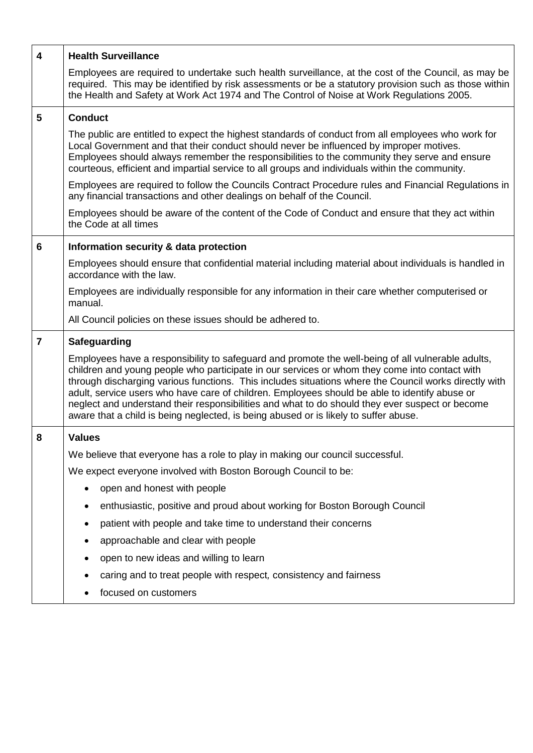| | |
|---|---|
| **4** | **Health Surveillance**<br><br>Employees are required to undertake such health surveillance, at the cost of the Council, as may be required. This may be identified by risk assessments or be a statutory provision such as those within the Health and Safety at Work Act 1974 and The Control of Noise at Work Regulations 2005. |
| **5** | **Conduct**<br><br>The public are entitled to expect the highest standards of conduct from all employees who work for Local Government and that their conduct should never be influenced by improper motives. Employees should always remember the responsibilities to the community they serve and ensure courteous, efficient and impartial service to all groups and individuals within the community.<br><br>Employees are required to follow the Councils Contract Procedure rules and Financial Regulations in any financial transactions and other dealings on behalf of the Council.<br><br>Employees should be aware of the content of the Code of Conduct and ensure that they act within the Code at all times |
| **6** | **Information security & data protection**<br><br>Employees should ensure that confidential material including material about individuals is handled in accordance with the law.<br><br>Employees are individually responsible for any information in their care whether computerised or manual.<br><br>All Council policies on these issues should be adhered to. |
| **7** | **Safeguarding**<br><br>Employees have a responsibility to safeguard and promote the well-being of all vulnerable adults, children and young people who participate in our services or whom they come into contact with through discharging various functions. This includes situations where the Council works directly with adult, service users who have care of children. Employees should be able to identify abuse or neglect and understand their responsibilities and what to do should they ever suspect or become aware that a child is being neglected, is being abused or is likely to suffer abuse. |
| **8** | **Values**<br><br>We believe that everyone has a role to play in making our council successful.<br><br>We expect everyone involved with Boston Borough Council to be:<br><br>• open and honest with people<br>• enthusiastic, positive and proud about working for Boston Borough Council<br>• patient with people and take time to understand their concerns<br>• approachable and clear with people<br>• open to new ideas and willing to learn<br>• caring and to treat people with respect, consistency and fairness<br>• focused on customers |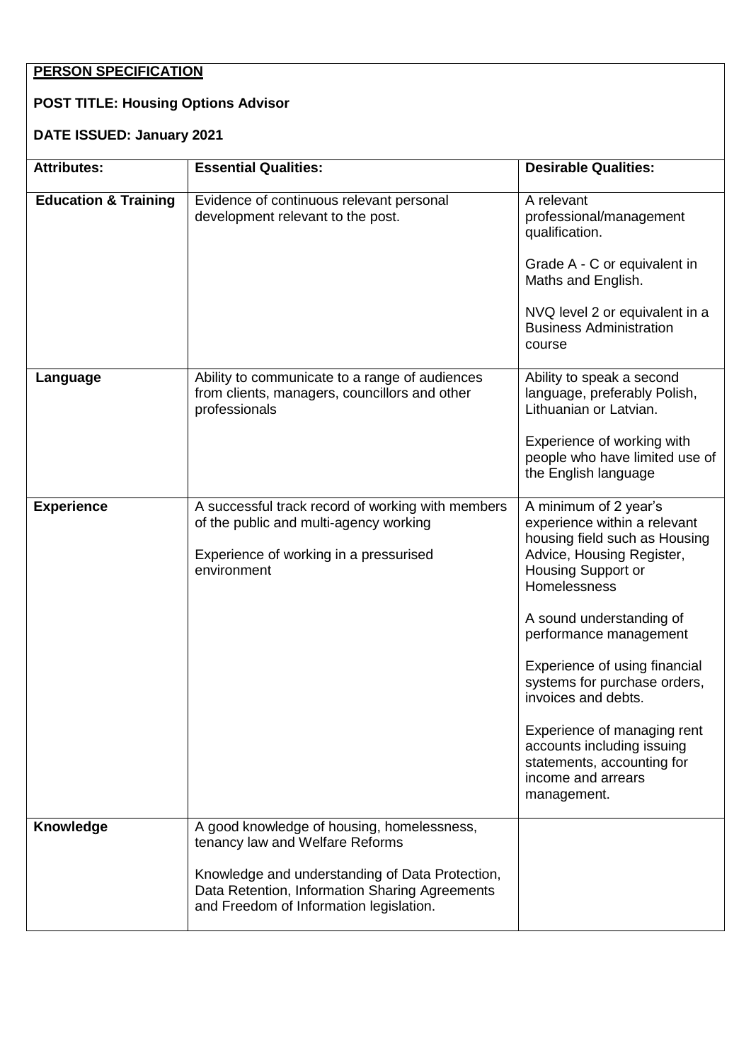**PERSON SPECIFICATION**

**POST TITLE: Housing Options Advisor**

**DATE ISSUED: January 2021**

| **Attributes:** | **Essential Qualities:** | **Desirable Qualities:** |
|---|---|---|
| **Education & Training** | Evidence of continuous relevant personal development relevant to the post. | A relevant professional/management qualification.<br><br>Grade A - C or equivalent in Maths and English.<br><br>NVQ level 2 or equivalent in a Business Administration course |
| **Language** | Ability to communicate to a range of audiences from clients, managers, councillors and other professionals | Ability to speak a second language, preferably Polish, Lithuanian or Latvian.<br><br>Experience of working with people who have limited use of the English language |
| **Experience** | A successful track record of working with members of the public and multi-agency working<br><br>Experience of working in a pressurised environment | A minimum of 2 year's experience within a relevant housing field such as Housing Advice, Housing Register, Housing Support or Homelessness<br><br>A sound understanding of performance management<br><br>Experience of using financial systems for purchase orders, invoices and debts.<br><br>Experience of managing rent accounts including issuing statements, accounting for income and arrears management. |
| **Knowledge** | A good knowledge of housing, homelessness, tenancy law and Welfare Reforms<br><br>Knowledge and understanding of Data Protection, Data Retention, Information Sharing Agreements and Freedom of Information legislation. | |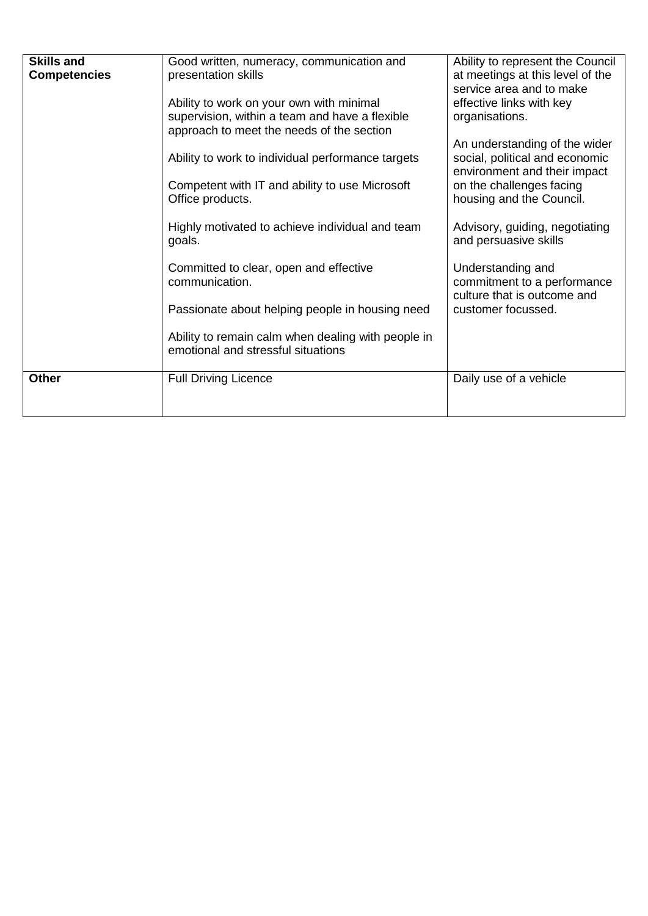| | | |
|---|---|---|
| **Skills and Competencies** | Good written, numeracy, communication and presentation skills<br><br>Ability to work on your own with minimal supervision, within a team and have a flexible approach to meet the needs of the section<br><br>Ability to work to individual performance targets<br><br>Competent with IT and ability to use Microsoft Office products.<br><br>Highly motivated to achieve individual and team goals.<br><br>Committed to clear, open and effective communication.<br><br>Passionate about helping people in housing need<br><br>Ability to remain calm when dealing with people in emotional and stressful situations | Ability to represent the Council at meetings at this level of the service area and to make effective links with key organisations.<br><br>An understanding of the wider social, political and economic environment and their impact on the challenges facing housing and the Council.<br><br>Advisory, guiding, negotiating and persuasive skills<br><br>Understanding and commitment to a performance culture that is outcome and customer focussed. |
| **Other** | Full Driving Licence | Daily use of a vehicle |